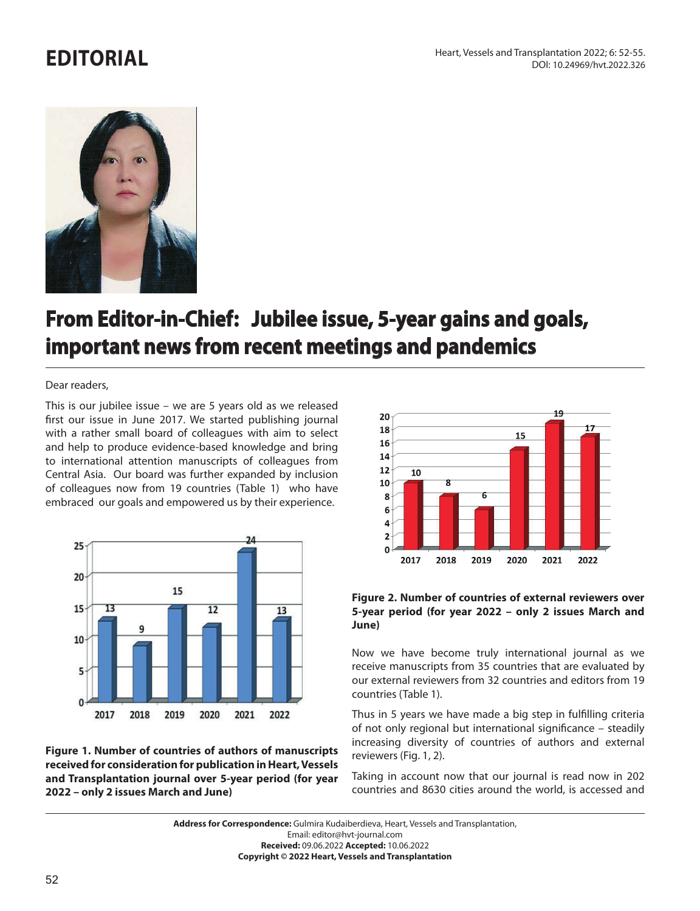# EDITORIAL

# From Editor-in-Chief: Jubilee issue, 5-year gains and goals, important news from recent meetings and pandemics

Dear readers,

This is our jubilee issue – we are 5 years old as we released first our issue in June 2017. We started publishing journal with a rather small board of colleagues with aim to select and help to produce evidence-based knowledge and bring to international attention manuscripts of colleagues from Central Asia. Our board was further expanded by inclusion of colleagues now from 19 countries (Table 1) who have embraced our goals and empowered us by their experience.

**Figure 1. Number of countries of authors of manuscripts received for consideration for publication in Heart, Vessels and Transplantation journal over 5-year period (for year 2022 – only 2 issues March and June)**

**Figure 2. Number of countries of external reviewers over 5-year period (for year 2022 – only 2 issues March and June)**

Now we have become truly international journal as we receive manuscripts from 35 countries that are evaluated by our external reviewers from 32 countries and editors from 19 countries (Table 1).

Thus in 5 years we have made a big step in fulfilling criteria of not only regional but international significance – steadily increasing diversity of countries of authors and external reviewers (Fig. 1, 2).

Taking in account now that our journal is read now in 202 countries and 8630 cities around the world, is accessed and

**Address for Correspondence:** Gulmira Kudaiberdieva, Heart, Vessels and Transplantation, Email: editor@hvt-journal.com
**Received:** 09.06.2022 **Accepted:** 10.06.2022
**Copyright © 2022 Heart, Vessels and Transplantation**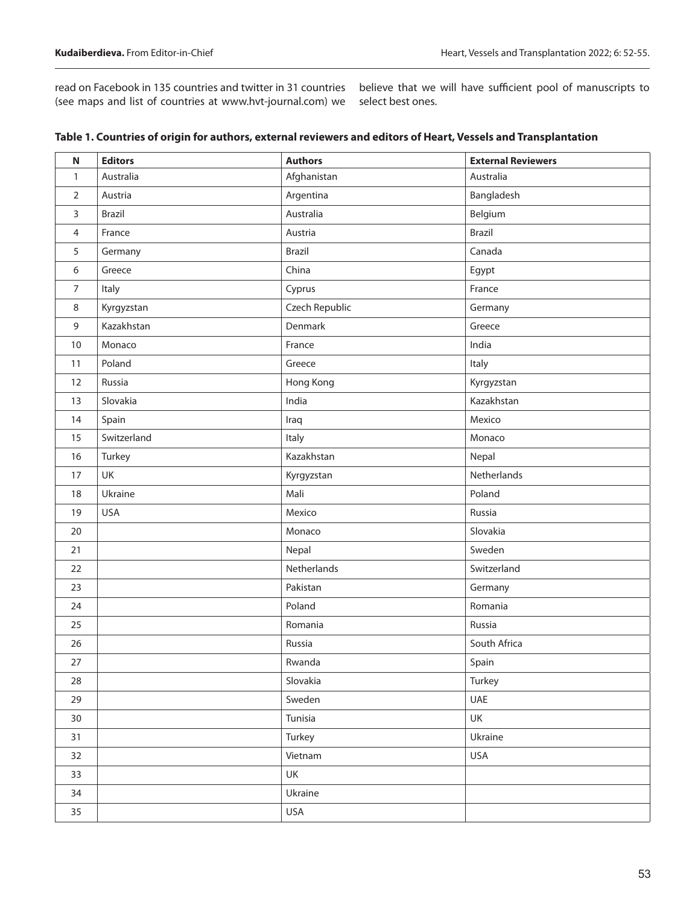read on Facebook in 135 countries and twitter in 31 countries (see maps and list of countries at www.hvt-journal.com) we believe that we will have sufficient pool of manuscripts to select best ones.

**Table 1. Countries of origin for authors, external reviewers and editors of Heart, Vessels and Transplantation**

| N | Editors | Authors | External Reviewers |
|---|---|---|---|
| 1 | Australia | Afghanistan | Australia |
| 2 | Austria | Argentina | Bangladesh |
| 3 | Brazil | Australia | Belgium |
| 4 | France | Austria | Brazil |
| 5 | Germany | Brazil | Canada |
| 6 | Greece | China | Egypt |
| 7 | Italy | Cyprus | France |
| 8 | Kyrgyzstan | Czech Republic | Germany |
| 9 | Kazakhstan | Denmark | Greece |
| 10 | Monaco | France | India |
| 11 | Poland | Greece | Italy |
| 12 | Russia | Hong Kong | Kyrgyzstan |
| 13 | Slovakia | India | Kazakhstan |
| 14 | Spain | Iraq | Mexico |
| 15 | Switzerland | Italy | Monaco |
| 16 | Turkey | Kazakhstan | Nepal |
| 17 | UK | Kyrgyzstan | Netherlands |
| 18 | Ukraine | Mali | Poland |
| 19 | USA | Mexico | Russia |
| 20 | | Monaco | Slovakia |
| 21 | | Nepal | Sweden |
| 22 | | Netherlands | Switzerland |
| 23 | | Pakistan | Germany |
| 24 | | Poland | Romania |
| 25 | | Romania | Russia |
| 26 | | Russia | South Africa |
| 27 | | Rwanda | Spain |
| 28 | | Slovakia | Turkey |
| 29 | | Sweden | UAE |
| 30 | | Tunisia | UK |
| 31 | | Turkey | Ukraine |
| 32 | | Vietnam | USA |
| 33 | | UK | |
| 34 | | Ukraine | |
| 35 | | USA | |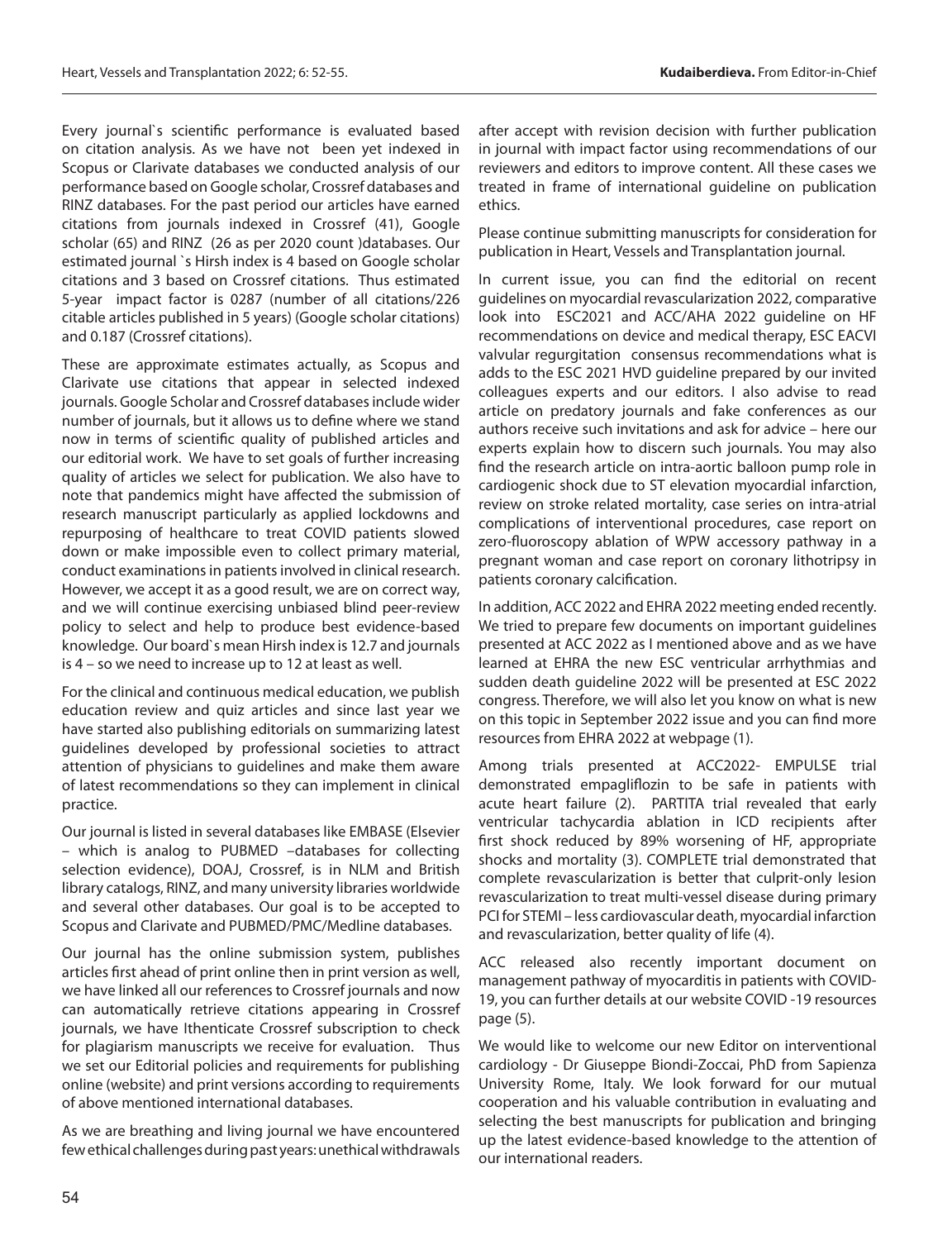Every journal`s scientific performance is evaluated based on citation analysis. As we have not been yet indexed in Scopus or Clarivate databases we conducted analysis of our performance based on Google scholar, Crossref databases and RINZ databases. For the past period our articles have earned citations from journals indexed in Crossref (41), Google scholar (65) and RINZ (26 as per 2020 count )databases. Our estimated journal `s Hirsh index is 4 based on Google scholar citations and 3 based on Crossref citations. Thus estimated 5-year impact factor is 0287 (number of all citations/226 citable articles published in 5 years) (Google scholar citations) and 0.187 (Crossref citations).

These are approximate estimates actually, as Scopus and Clarivate use citations that appear in selected indexed journals. Google Scholar and Crossref databases include wider number of journals, but it allows us to define where we stand now in terms of scientific quality of published articles and our editorial work. We have to set goals of further increasing quality of articles we select for publication. We also have to note that pandemics might have affected the submission of research manuscript particularly as applied lockdowns and repurposing of healthcare to treat COVID patients slowed down or make impossible even to collect primary material, conduct examinations in patients involved in clinical research. However, we accept it as a good result, we are on correct way, and we will continue exercising unbiased blind peer-review policy to select and help to produce best evidence-based knowledge. Our board`s mean Hirsh index is 12.7 and journals is 4 – so we need to increase up to 12 at least as well.

For the clinical and continuous medical education, we publish education review and quiz articles and since last year we have started also publishing editorials on summarizing latest guidelines developed by professional societies to attract attention of physicians to guidelines and make them aware of latest recommendations so they can implement in clinical practice.

Our journal is listed in several databases like EMBASE (Elsevier – which is analog to PUBMED –databases for collecting selection evidence), DOAJ, Crossref, is in NLM and British library catalogs, RINZ, and many university libraries worldwide and several other databases. Our goal is to be accepted to Scopus and Clarivate and PUBMED/PMC/Medline databases.

Our journal has the online submission system, publishes articles first ahead of print online then in print version as well, we have linked all our references to Crossref journals and now can automatically retrieve citations appearing in Crossref journals, we have Ithenticate Crossref subscription to check for plagiarism manuscripts we receive for evaluation. Thus we set our Editorial policies and requirements for publishing online (website) and print versions according to requirements of above mentioned international databases.

As we are breathing and living journal we have encountered few ethical challenges during past years: unethical withdrawals after accept with revision decision with further publication in journal with impact factor using recommendations of our reviewers and editors to improve content. All these cases we treated in frame of international guideline on publication ethics.

Please continue submitting manuscripts for consideration for publication in Heart, Vessels and Transplantation journal.

In current issue, you can find the editorial on recent guidelines on myocardial revascularization 2022, comparative look into ESC2021 and ACC/AHA 2022 guideline on HF recommendations on device and medical therapy, ESC EACVI valvular regurgitation consensus recommendations what is adds to the ESC 2021 HVD guideline prepared by our invited colleagues experts and our editors. I also advise to read article on predatory journals and fake conferences as our authors receive such invitations and ask for advice – here our experts explain how to discern such journals. You may also find the research article on intra-aortic balloon pump role in cardiogenic shock due to ST elevation myocardial infarction, review on stroke related mortality, case series on intra-atrial complications of interventional procedures, case report on zero-fluoroscopy ablation of WPW accessory pathway in a pregnant woman and case report on coronary lithotripsy in patients coronary calcification.

In addition, ACC 2022 and EHRA 2022 meeting ended recently. We tried to prepare few documents on important guidelines presented at ACC 2022 as I mentioned above and as we have learned at EHRA the new ESC ventricular arrhythmias and sudden death guideline 2022 will be presented at ESC 2022 congress. Therefore, we will also let you know on what is new on this topic in September 2022 issue and you can find more resources from EHRA 2022 at webpage (1).

Among trials presented at ACC2022- EMPULSE trial demonstrated empagliflozin to be safe in patients with acute heart failure (2). PARTITA trial revealed that early ventricular tachycardia ablation in ICD recipients after first shock reduced by 89% worsening of HF, appropriate shocks and mortality (3). COMPLETE trial demonstrated that complete revascularization is better that culprit-only lesion revascularization to treat multi-vessel disease during primary PCI for STEMI – less cardiovascular death, myocardial infarction and revascularization, better quality of life (4).

ACC released also recently important document on management pathway of myocarditis in patients with COVID-19, you can further details at our website COVID -19 resources page (5).

We would like to welcome our new Editor on interventional cardiology - Dr Giuseppe Biondi-Zoccai, PhD from Sapienza University Rome, Italy. We look forward for our mutual cooperation and his valuable contribution in evaluating and selecting the best manuscripts for publication and bringing up the latest evidence-based knowledge to the attention of our international readers.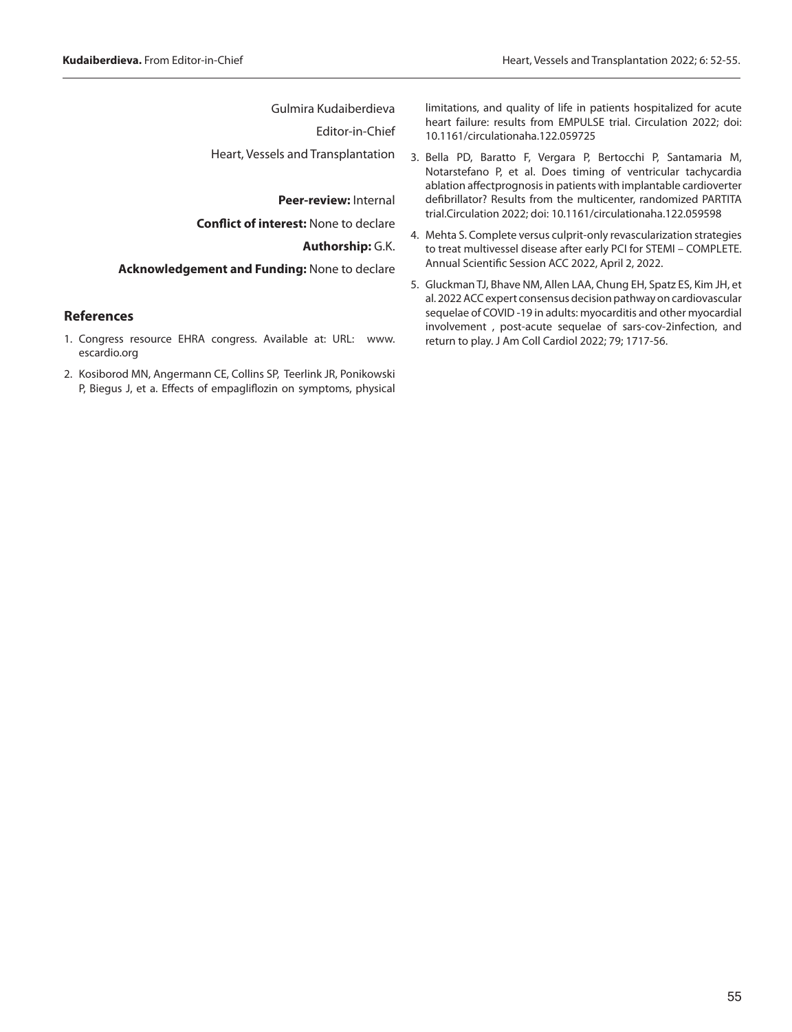Gulmira Kudaiberdieva

Editor-in-Chief

Heart, Vessels and Transplantation

**Peer-review:** Internal

**Conflict of interest:** None to declare

**Authorship:** G.K.

**Acknowledgement and Funding:** None to declare

## References

1. Congress resource EHRA congress. Available at: URL: www. escardio.org
2. Kosiborod MN, Angermann CE, Collins SP, Teerlink JR, Ponikowski P, Biegus J, et a. Effects of empagliflozin on symptoms, physical limitations, and quality of life in patients hospitalized for acute heart failure: results from EMPULSE trial. Circulation 2022; doi: 10.1161/circulationaha.122.059725
3. Bella PD, Baratto F, Vergara P, Bertocchi P, Santamaria M, Notarstefano P, et al. Does timing of ventricular tachycardia ablation affectprognosis in patients with implantable cardioverter defibrillator? Results from the multicenter, randomized PARTITA trial.Circulation 2022; doi: 10.1161/circulationaha.122.059598
4. Mehta S. Complete versus culprit-only revascularization strategies to treat multivessel disease after early PCI for STEMI – COMPLETE. Annual Scientific Session ACC 2022, April 2, 2022.
5. Gluckman TJ, Bhave NM, Allen LAA, Chung EH, Spatz ES, Kim JH, et al. 2022 ACC expert consensus decision pathway on cardiovascular sequelae of COVID -19 in adults: myocarditis and other myocardial involvement , post-acute sequelae of sars-cov-2infection, and return to play. J Am Coll Cardiol 2022; 79; 1717-56.